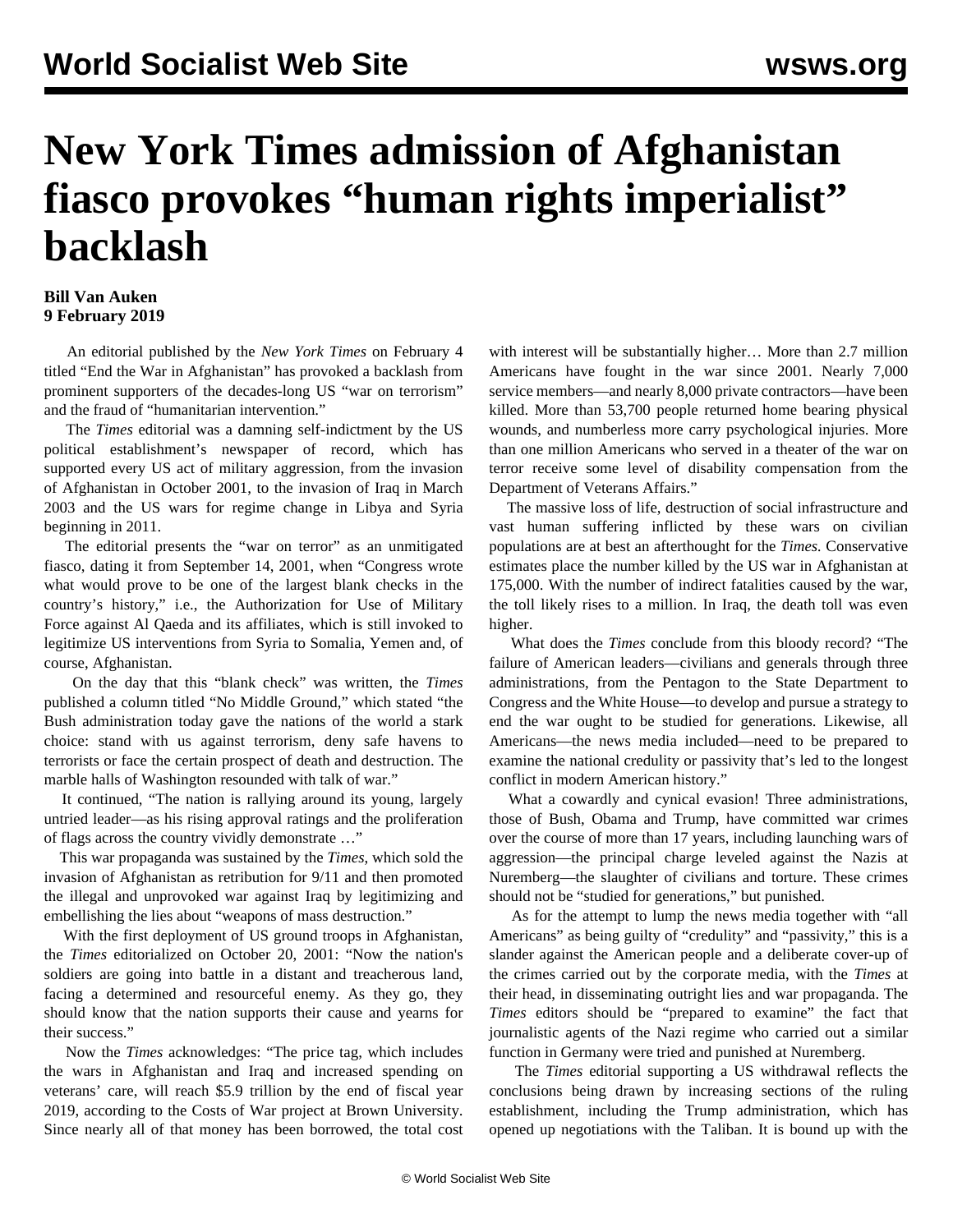# New York Times admission of Afghanistan fiasco provokes "human rights imperialist" backlash

**Bill Van Auken**
**9 February 2019**

An editorial published by the *New York Times* on February 4 titled "End the War in Afghanistan" has provoked a backlash from prominent supporters of the decades-long US "war on terrorism" and the fraud of "humanitarian intervention."

The *Times* editorial was a damning self-indictment by the US political establishment's newspaper of record, which has supported every US act of military aggression, from the invasion of Afghanistan in October 2001, to the invasion of Iraq in March 2003 and the US wars for regime change in Libya and Syria beginning in 2011.

The editorial presents the "war on terror" as an unmitigated fiasco, dating it from September 14, 2001, when "Congress wrote what would prove to be one of the largest blank checks in the country's history," i.e., the Authorization for Use of Military Force against Al Qaeda and its affiliates, which is still invoked to legitimize US interventions from Syria to Somalia, Yemen and, of course, Afghanistan.

On the day that this "blank check" was written, the *Times* published a column titled "No Middle Ground," which stated "the Bush administration today gave the nations of the world a stark choice: stand with us against terrorism, deny safe havens to terrorists or face the certain prospect of death and destruction. The marble halls of Washington resounded with talk of war."

It continued, "The nation is rallying around its young, largely untried leader—as his rising approval ratings and the proliferation of flags across the country vividly demonstrate …"

This war propaganda was sustained by the *Times*, which sold the invasion of Afghanistan as retribution for 9/11 and then promoted the illegal and unprovoked war against Iraq by legitimizing and embellishing the lies about "weapons of mass destruction."

With the first deployment of US ground troops in Afghanistan, the *Times* editorialized on October 20, 2001: "Now the nation's soldiers are going into battle in a distant and treacherous land, facing a determined and resourceful enemy. As they go, they should know that the nation supports their cause and yearns for their success."

Now the *Times* acknowledges: "The price tag, which includes the wars in Afghanistan and Iraq and increased spending on veterans' care, will reach $5.9 trillion by the end of fiscal year 2019, according to the Costs of War project at Brown University. Since nearly all of that money has been borrowed, the total cost with interest will be substantially higher… More than 2.7 million Americans have fought in the war since 2001. Nearly 7,000 service members—and nearly 8,000 private contractors—have been killed. More than 53,700 people returned home bearing physical wounds, and numberless more carry psychological injuries. More than one million Americans who served in a theater of the war on terror receive some level of disability compensation from the Department of Veterans Affairs."

The massive loss of life, destruction of social infrastructure and vast human suffering inflicted by these wars on civilian populations are at best an afterthought for the *Times.* Conservative estimates place the number killed by the US war in Afghanistan at 175,000. With the number of indirect fatalities caused by the war, the toll likely rises to a million. In Iraq, the death toll was even higher.

What does the *Times* conclude from this bloody record? "The failure of American leaders—civilians and generals through three administrations, from the Pentagon to the State Department to Congress and the White House—to develop and pursue a strategy to end the war ought to be studied for generations. Likewise, all Americans—the news media included—need to be prepared to examine the national credulity or passivity that's led to the longest conflict in modern American history."

What a cowardly and cynical evasion! Three administrations, those of Bush, Obama and Trump, have committed war crimes over the course of more than 17 years, including launching wars of aggression—the principal charge leveled against the Nazis at Nuremberg—the slaughter of civilians and torture. These crimes should not be "studied for generations," but punished.

As for the attempt to lump the news media together with "all Americans" as being guilty of "credulity" and "passivity," this is a slander against the American people and a deliberate cover-up of the crimes carried out by the corporate media, with the *Times* at their head, in disseminating outright lies and war propaganda. The *Times* editors should be "prepared to examine" the fact that journalistic agents of the Nazi regime who carried out a similar function in Germany were tried and punished at Nuremberg.

The *Times* editorial supporting a US withdrawal reflects the conclusions being drawn by increasing sections of the ruling establishment, including the Trump administration, which has opened up negotiations with the Taliban. It is bound up with the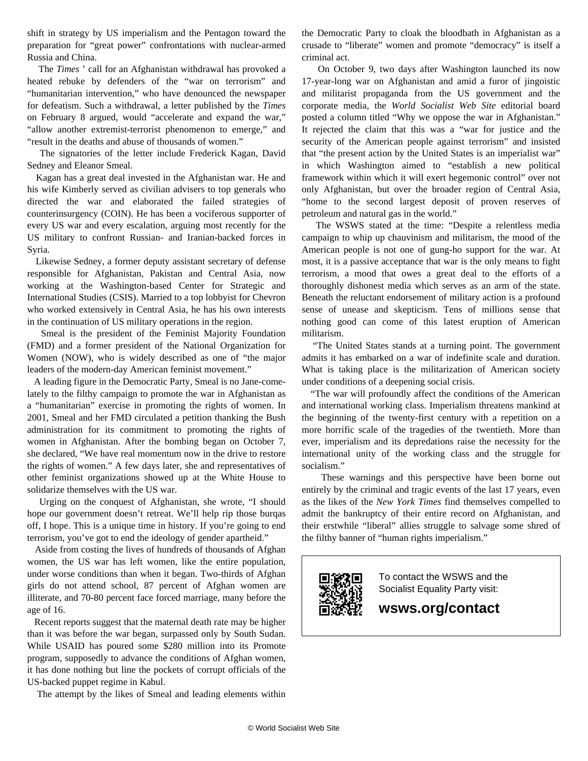shift in strategy by US imperialism and the Pentagon toward the preparation for "great power" confrontations with nuclear-armed Russia and China.

The *Times* ' call for an Afghanistan withdrawal has provoked a heated rebuke by defenders of the "war on terrorism" and "humanitarian intervention," who have denounced the newspaper for defeatism. Such a withdrawal, a letter published by the *Times* on February 8 argued, would "accelerate and expand the war," "allow another extremist-terrorist phenomenon to emerge," and "result in the deaths and abuse of thousands of women."

The signatories of the letter include Frederick Kagan, David Sedney and Eleanor Smeal.

Kagan has a great deal invested in the Afghanistan war. He and his wife Kimberly served as civilian advisers to top generals who directed the war and elaborated the failed strategies of counterinsurgency (COIN). He has been a vociferous supporter of every US war and every escalation, arguing most recently for the US military to confront Russian- and Iranian-backed forces in Syria.

Likewise Sedney, a former deputy assistant secretary of defense responsible for Afghanistan, Pakistan and Central Asia, now working at the Washington-based Center for Strategic and International Studies (CSIS). Married to a top lobbyist for Chevron who worked extensively in Central Asia, he has his own interests in the continuation of US military operations in the region.

Smeal is the president of the Feminist Majority Foundation (FMD) and a former president of the National Organization for Women (NOW), who is widely described as one of "the major leaders of the modern-day American feminist movement."

A leading figure in the Democratic Party, Smeal is no Jane-come-lately to the filthy campaign to promote the war in Afghanistan as a "humanitarian" exercise in promoting the rights of women. In 2001, Smeal and her FMD circulated a petition thanking the Bush administration for its commitment to promoting the rights of women in Afghanistan. After the bombing began on October 7, she declared, "We have real momentum now in the drive to restore the rights of women." A few days later, she and representatives of other feminist organizations showed up at the White House to solidarize themselves with the US war.

Urging on the conquest of Afghanistan, she wrote, "I should hope our government doesn't retreat. We'll help rip those burqas off, I hope. This is a unique time in history. If you're going to end terrorism, you've got to end the ideology of gender apartheid."

Aside from costing the lives of hundreds of thousands of Afghan women, the US war has left women, like the entire population, under worse conditions than when it began. Two-thirds of Afghan girls do not attend school, 87 percent of Afghan women are illiterate, and 70-80 percent face forced marriage, many before the age of 16.

Recent reports suggest that the maternal death rate may be higher than it was before the war began, surpassed only by South Sudan. While USAID has poured some $280 million into its Promote program, supposedly to advance the conditions of Afghan women, it has done nothing but line the pockets of corrupt officials of the US-backed puppet regime in Kabul.

The attempt by the likes of Smeal and leading elements within the Democratic Party to cloak the bloodbath in Afghanistan as a crusade to "liberate" women and promote "democracy" is itself a criminal act.

On October 9, two days after Washington launched its now 17-year-long war on Afghanistan and amid a furor of jingoistic and militarist propaganda from the US government and the corporate media, the *World Socialist Web Site* editorial board posted a column titled "Why we oppose the war in Afghanistan." It rejected the claim that this was a "war for justice and the security of the American people against terrorism" and insisted that "the present action by the United States is an imperialist war" in which Washington aimed to "establish a new political framework within which it will exert hegemonic control" over not only Afghanistan, but over the broader region of Central Asia, "home to the second largest deposit of proven reserves of petroleum and natural gas in the world."

The WSWS stated at the time: "Despite a relentless media campaign to whip up chauvinism and militarism, the mood of the American people is not one of gung-ho support for the war. At most, it is a passive acceptance that war is the only means to fight terrorism, a mood that owes a great deal to the efforts of a thoroughly dishonest media which serves as an arm of the state. Beneath the reluctant endorsement of military action is a profound sense of unease and skepticism. Tens of millions sense that nothing good can come of this latest eruption of American militarism.

"The United States stands at a turning point. The government admits it has embarked on a war of indefinite scale and duration. What is taking place is the militarization of American society under conditions of a deepening social crisis.

"The war will profoundly affect the conditions of the American and international working class. Imperialism threatens mankind at the beginning of the twenty-first century with a repetition on a more horrific scale of the tragedies of the twentieth. More than ever, imperialism and its depredations raise the necessity for the international unity of the working class and the struggle for socialism."

These warnings and this perspective have been borne out entirely by the criminal and tragic events of the last 17 years, even as the likes of the *New York Times* find themselves compelled to admit the bankruptcy of their entire record on Afghanistan, and their erstwhile "liberal" allies struggle to salvage some shred of the filthy banner of "human rights imperialism."

To contact the WSWS and the Socialist Equality Party visit:

**wsws.org/contact**